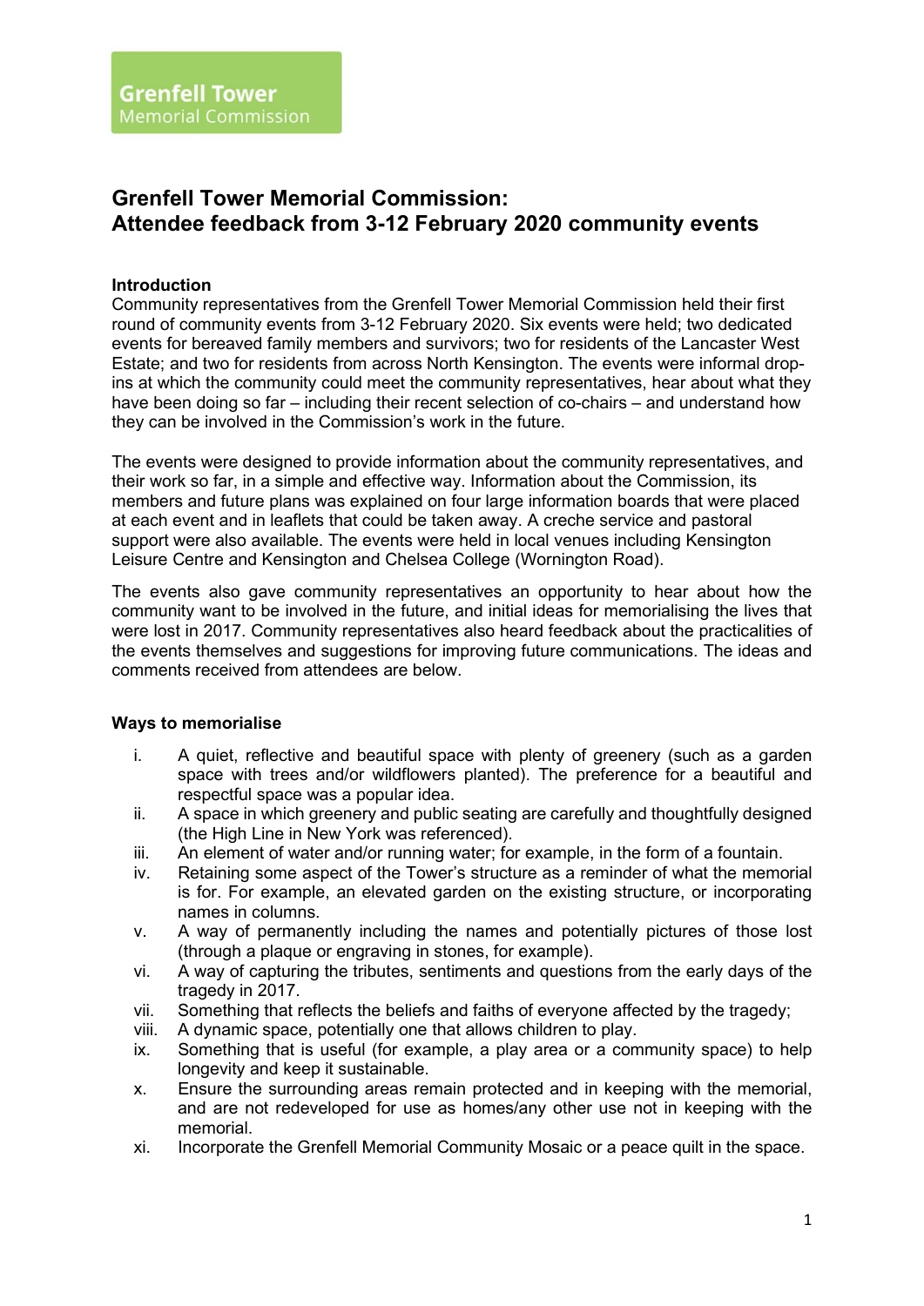Grenfell Tower
Memorial Commission

# Grenfell Tower Memorial Commission: Attendee feedback from 3-12 February 2020 community events

**Introduction**

Community representatives from the Grenfell Tower Memorial Commission held their first round of community events from 3-12 February 2020. Six events were held; two dedicated events for bereaved family members and survivors; two for residents of the Lancaster West Estate; and two for residents from across North Kensington. The events were informal drop-ins at which the community could meet the community representatives, hear about what they have been doing so far – including their recent selection of co-chairs – and understand how they can be involved in the Commission's work in the future.

The events were designed to provide information about the community representatives, and their work so far, in a simple and effective way. Information about the Commission, its members and future plans was explained on four large information boards that were placed at each event and in leaflets that could be taken away. A creche service and pastoral support were also available. The events were held in local venues including Kensington Leisure Centre and Kensington and Chelsea College (Wornington Road).

The events also gave community representatives an opportunity to hear about how the community want to be involved in the future, and initial ideas for memorialising the lives that were lost in 2017. Community representatives also heard feedback about the practicalities of the events themselves and suggestions for improving future communications. The ideas and comments received from attendees are below.

**Ways to memorialise**

i. A quiet, reflective and beautiful space with plenty of greenery (such as a garden space with trees and/or wildflowers planted). The preference for a beautiful and respectful space was a popular idea.
ii. A space in which greenery and public seating are carefully and thoughtfully designed (the High Line in New York was referenced).
iii. An element of water and/or running water; for example, in the form of a fountain.
iv. Retaining some aspect of the Tower's structure as a reminder of what the memorial is for. For example, an elevated garden on the existing structure, or incorporating names in columns.
v. A way of permanently including the names and potentially pictures of those lost (through a plaque or engraving in stones, for example).
vi. A way of capturing the tributes, sentiments and questions from the early days of the tragedy in 2017.
vii. Something that reflects the beliefs and faiths of everyone affected by the tragedy;
viii. A dynamic space, potentially one that allows children to play.
ix. Something that is useful (for example, a play area or a community space) to help longevity and keep it sustainable.
x. Ensure the surrounding areas remain protected and in keeping with the memorial, and are not redeveloped for use as homes/any other use not in keeping with the memorial.
xi. Incorporate the Grenfell Memorial Community Mosaic or a peace quilt in the space.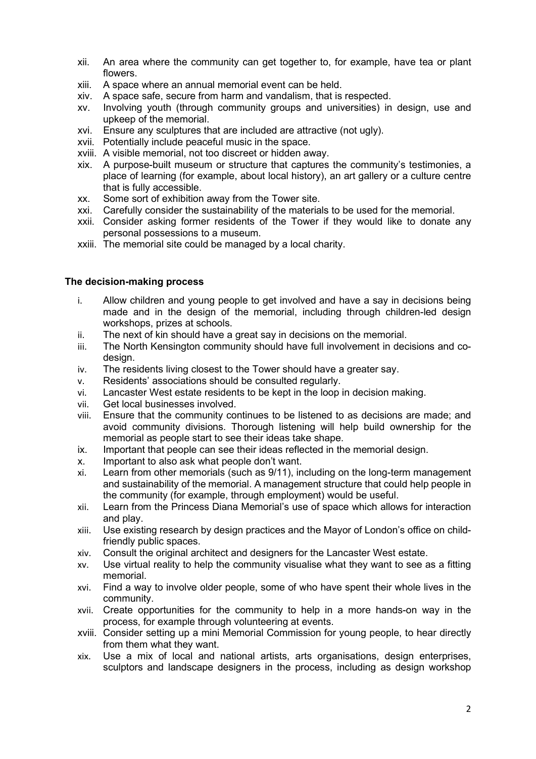xii. An area where the community can get together to, for example, have tea or plant flowers.
xiii. A space where an annual memorial event can be held.
xiv. A space safe, secure from harm and vandalism, that is respected.
xv. Involving youth (through community groups and universities) in design, use and upkeep of the memorial.
xvi. Ensure any sculptures that are included are attractive (not ugly).
xvii. Potentially include peaceful music in the space.
xviii. A visible memorial, not too discreet or hidden away.
xix. A purpose-built museum or structure that captures the community's testimonies, a place of learning (for example, about local history), an art gallery or a culture centre that is fully accessible.
xx. Some sort of exhibition away from the Tower site.
xxi. Carefully consider the sustainability of the materials to be used for the memorial.
xxii. Consider asking former residents of the Tower if they would like to donate any personal possessions to a museum.
xxiii. The memorial site could be managed by a local charity.

**The decision-making process**

i. Allow children and young people to get involved and have a say in decisions being made and in the design of the memorial, including through children-led design workshops, prizes at schools.
ii. The next of kin should have a great say in decisions on the memorial.
iii. The North Kensington community should have full involvement in decisions and co-design.
iv. The residents living closest to the Tower should have a greater say.
v. Residents' associations should be consulted regularly.
vi. Lancaster West estate residents to be kept in the loop in decision making.
vii. Get local businesses involved.
viii. Ensure that the community continues to be listened to as decisions are made; and avoid community divisions. Thorough listening will help build ownership for the memorial as people start to see their ideas take shape.
ix. Important that people can see their ideas reflected in the memorial design.
x. Important to also ask what people don't want.
xi. Learn from other memorials (such as 9/11), including on the long-term management and sustainability of the memorial. A management structure that could help people in the community (for example, through employment) would be useful.
xii. Learn from the Princess Diana Memorial's use of space which allows for interaction and play.
xiii. Use existing research by design practices and the Mayor of London's office on child-friendly public spaces.
xiv. Consult the original architect and designers for the Lancaster West estate.
xv. Use virtual reality to help the community visualise what they want to see as a fitting memorial.
xvi. Find a way to involve older people, some of who have spent their whole lives in the community.
xvii. Create opportunities for the community to help in a more hands-on way in the process, for example through volunteering at events.
xviii. Consider setting up a mini Memorial Commission for young people, to hear directly from them what they want.
xix. Use a mix of local and national artists, arts organisations, design enterprises, sculptors and landscape designers in the process, including as design workshop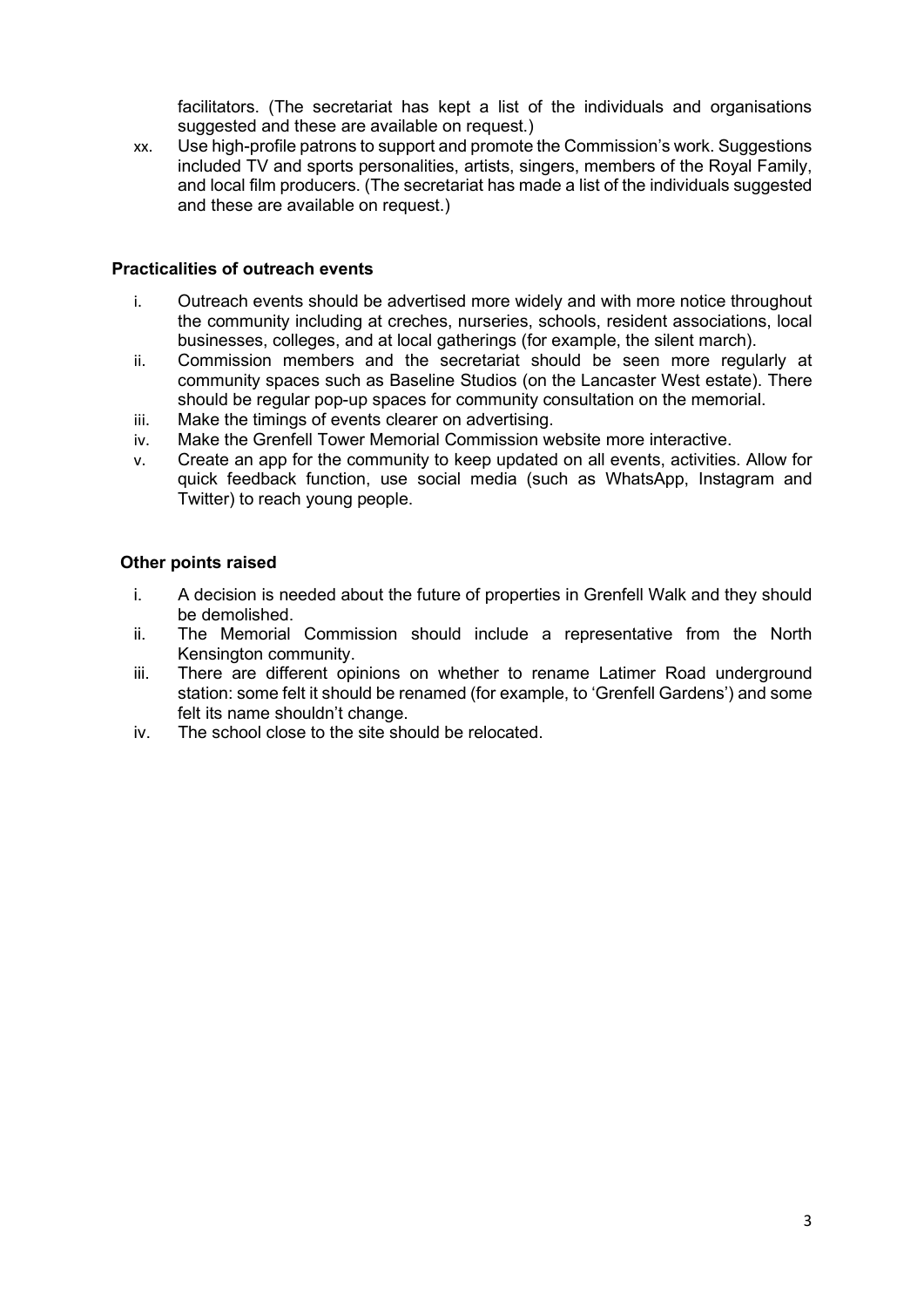facilitators. (The secretariat has kept a list of the individuals and organisations suggested and these are available on request.)

xx. Use high-profile patrons to support and promote the Commission's work. Suggestions included TV and sports personalities, artists, singers, members of the Royal Family, and local film producers. (The secretariat has made a list of the individuals suggested and these are available on request.)

**Practicalities of outreach events**

i. Outreach events should be advertised more widely and with more notice throughout the community including at creches, nurseries, schools, resident associations, local businesses, colleges, and at local gatherings (for example, the silent march).

ii. Commission members and the secretariat should be seen more regularly at community spaces such as Baseline Studios (on the Lancaster West estate). There should be regular pop-up spaces for community consultation on the memorial.

iii. Make the timings of events clearer on advertising.

iv. Make the Grenfell Tower Memorial Commission website more interactive.

v. Create an app for the community to keep updated on all events, activities. Allow for quick feedback function, use social media (such as WhatsApp, Instagram and Twitter) to reach young people.

**Other points raised**

i. A decision is needed about the future of properties in Grenfell Walk and they should be demolished.

ii. The Memorial Commission should include a representative from the North Kensington community.

iii. There are different opinions on whether to rename Latimer Road underground station: some felt it should be renamed (for example, to 'Grenfell Gardens') and some felt its name shouldn't change.

iv. The school close to the site should be relocated.